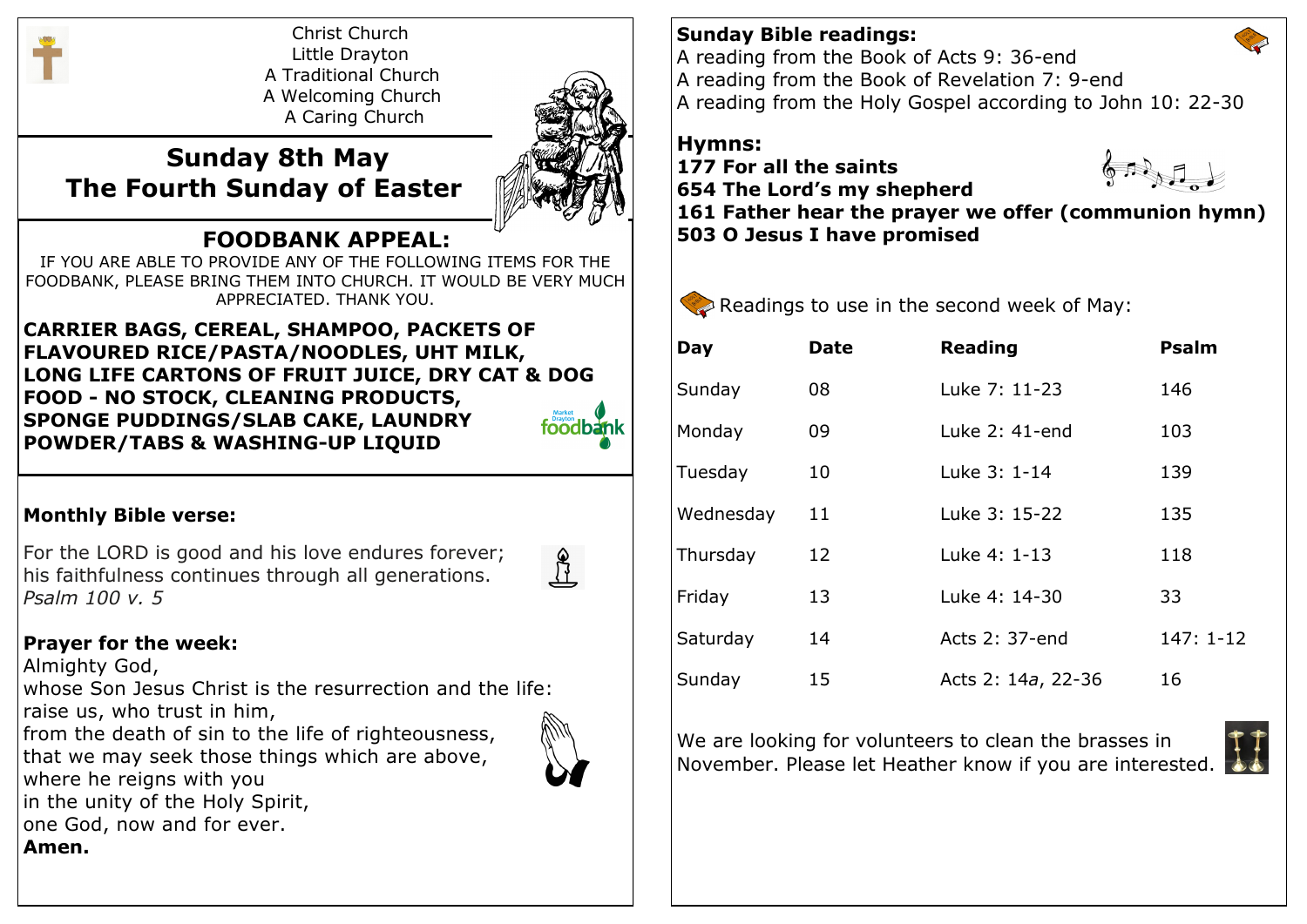Christ Church
Little Drayton
A Traditional Church
A Welcoming Church
A Caring Church

# Sunday 8th May
# The Fourth Sunday of Easter

## FOODBANK APPEAL:

IF YOU ARE ABLE TO PROVIDE ANY OF THE FOLLOWING ITEMS FOR THE FOODBANK, PLEASE BRING THEM INTO CHURCH. IT WOULD BE VERY MUCH APPRECIATED. THANK YOU.

**CARRIER BAGS, CEREAL, SHAMPOO, PACKETS OF FLAVOURED RICE/PASTA/NOODLES, UHT MILK, LONG LIFE CARTONS OF FRUIT JUICE, DRY CAT & DOG FOOD - NO STOCK, CLEANING PRODUCTS, SPONGE PUDDINGS/SLAB CAKE, LAUNDRY POWDER/TABS & WASHING-UP LIQUID**

Market Drayton foodbank

**Monthly Bible verse:**

For the LORD is good and his love endures forever;
his faithfulness continues through all generations.
*Psalm 100 v. 5*

**Prayer for the week:**

Almighty God,
whose Son Jesus Christ is the resurrection and the life:
raise us, who trust in him,
from the death of sin to the life of righteousness,
that we may seek those things which are above,
where he reigns with you
in the unity of the Holy Spirit,
one God, now and for ever.
**Amen.**

**Sunday Bible readings:**

A reading from the Book of Acts 9: 36-end
A reading from the Book of Revelation 7: 9-end
A reading from the Holy Gospel according to John 10: 22-30

**Hymns:**

**177 For all the saints**
**654 The Lord's my shepherd**
**161 Father hear the prayer we offer (communion hymn)**
**503 O Jesus I have promised**

Readings to use in the second week of May:

| Day | Date | Reading | Psalm |
|---|---|---|---|
| Sunday | 08 | Luke 7: 11-23 | 146 |
| Monday | 09 | Luke 2: 41-end | 103 |
| Tuesday | 10 | Luke 3: 1-14 | 139 |
| Wednesday | 11 | Luke 3: 15-22 | 135 |
| Thursday | 12 | Luke 4: 1-13 | 118 |
| Friday | 13 | Luke 4: 14-30 | 33 |
| Saturday | 14 | Acts 2: 37-end | 147: 1-12 |
| Sunday | 15 | Acts 2: 14*a*, 22-36 | 16 |

We are looking for volunteers to clean the brasses in November. Please let Heather know if you are interested.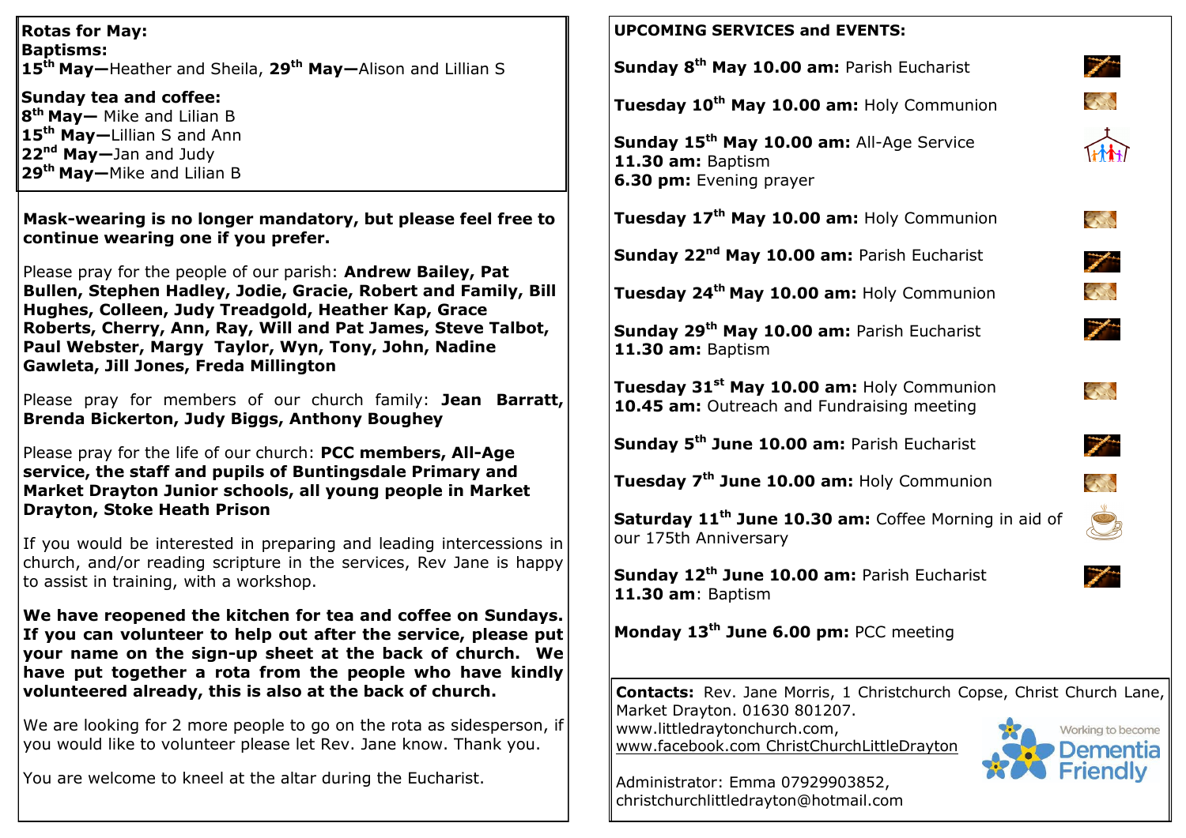**Rotas for May:**

**Baptisms:**

**15th May—**Heather and Sheila, **29th May—**Alison and Lillian S

**Sunday tea and coffee:**

**8th May—** Mike and Lilian B
**15th May—**Lillian S and Ann
**22nd May—**Jan and Judy
**29th May—**Mike and Lilian B

**Mask-wearing is no longer mandatory, but please feel free to continue wearing one if you prefer.**

Please pray for the people of our parish: **Andrew Bailey, Pat Bullen, Stephen Hadley, Jodie, Gracie, Robert and Family, Bill Hughes, Colleen, Judy Treadgold, Heather Kap, Grace Roberts, Cherry, Ann, Ray, Will and Pat James, Steve Talbot, Paul Webster, Margy Taylor, Wyn, Tony, John, Nadine Gawleta, Jill Jones, Freda Millington**

Please pray for members of our church family: **Jean Barratt, Brenda Bickerton, Judy Biggs, Anthony Boughey**

Please pray for the life of our church: **PCC members, All-Age service, the staff and pupils of Buntingsdale Primary and Market Drayton Junior schools, all young people in Market Drayton, Stoke Heath Prison**

If you would be interested in preparing and leading intercessions in church, and/or reading scripture in the services, Rev Jane is happy to assist in training, with a workshop.

**We have reopened the kitchen for tea and coffee on Sundays. If you can volunteer to help out after the service, please put your name on the sign-up sheet at the back of church. We have put together a rota from the people who have kindly volunteered already, this is also at the back of church.**

We are looking for 2 more people to go on the rota as sidesperson, if you would like to volunteer please let Rev. Jane know. Thank you.

You are welcome to kneel at the altar during the Eucharist.

**UPCOMING SERVICES and EVENTS:**

**Sunday 8th May 10.00 am:** Parish Eucharist

**Tuesday 10th May 10.00 am:** Holy Communion

**Sunday 15th May 10.00 am:** All-Age Service
**11.30 am:** Baptism
**6.30 pm:** Evening prayer

**Tuesday 17th May 10.00 am:** Holy Communion

**Sunday 22nd May 10.00 am:** Parish Eucharist

**Tuesday 24th May 10.00 am:** Holy Communion

**Sunday 29th May 10.00 am:** Parish Eucharist
**11.30 am:** Baptism

**Tuesday 31st May 10.00 am:** Holy Communion
**10.45 am:** Outreach and Fundraising meeting

**Sunday 5th June 10.00 am:** Parish Eucharist

**Tuesday 7th June 10.00 am:** Holy Communion

**Saturday 11th June 10.30 am:** Coffee Morning in aid of our 175th Anniversary

**Sunday 12th June 10.00 am:** Parish Eucharist
**11.30 am**: Baptism

**Monday 13th June 6.00 pm:** PCC meeting

**Contacts:** Rev. Jane Morris, 1 Christchurch Copse, Christ Church Lane, Market Drayton. 01630 801207.
www.littledraytonchurch.com,
www.facebook.com ChristChurchLittleDrayton

Working to become Dementia Friendly

Administrator: Emma 07929903852,
christchurchlittledrayton@hotmail.com